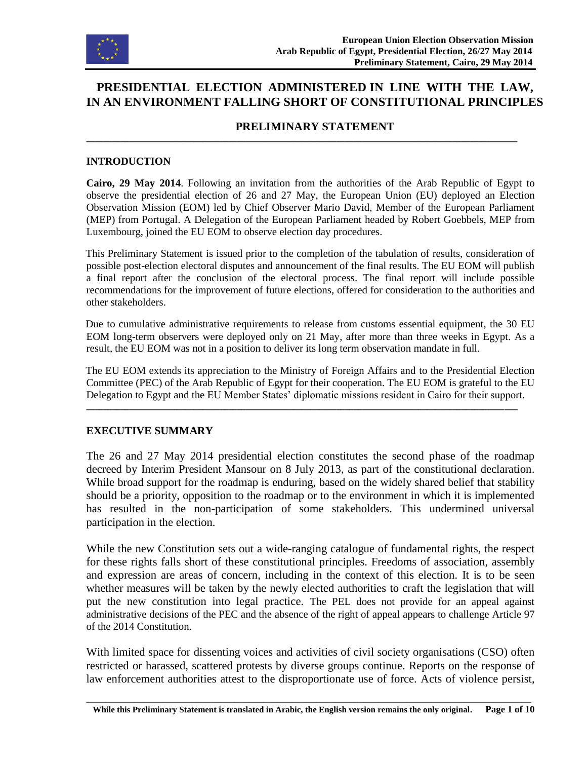European Union Election Observation Mission
Arab Republic of Egypt, Presidential Election, 26/27 May 2014
Preliminary Statement, Cairo, 29 May 2014

# PRESIDENTIAL ELECTION ADMINISTERED IN LINE WITH THE LAW, IN AN ENVIRONMENT FALLING SHORT OF CONSTITUTIONAL PRINCIPLES

## PRELIMINARY STATEMENT

---

### INTRODUCTION

**Cairo, 29 May 2014**. Following an invitation from the authorities of the Arab Republic of Egypt to observe the presidential election of 26 and 27 May, the European Union (EU) deployed an Election Observation Mission (EOM) led by Chief Observer Mario David, Member of the European Parliament (MEP) from Portugal. A Delegation of the European Parliament headed by Robert Goebbels, MEP from Luxembourg, joined the EU EOM to observe election day procedures.

This Preliminary Statement is issued prior to the completion of the tabulation of results, consideration of possible post-election electoral disputes and announcement of the final results. The EU EOM will publish a final report after the conclusion of the electoral process. The final report will include possible recommendations for the improvement of future elections, offered for consideration to the authorities and other stakeholders.

Due to cumulative administrative requirements to release from customs essential equipment, the 30 EU EOM long-term observers were deployed only on 21 May, after more than three weeks in Egypt. As a result, the EU EOM was not in a position to deliver its long term observation mandate in full.

The EU EOM extends its appreciation to the Ministry of Foreign Affairs and to the Presidential Election Committee (PEC) of the Arab Republic of Egypt for their cooperation. The EU EOM is grateful to the EU Delegation to Egypt and the EU Member States' diplomatic missions resident in Cairo for their support.

---

### EXECUTIVE SUMMARY

The 26 and 27 May 2014 presidential election constitutes the second phase of the roadmap decreed by Interim President Mansour on 8 July 2013, as part of the constitutional declaration. While broad support for the roadmap is enduring, based on the widely shared belief that stability should be a priority, opposition to the roadmap or to the environment in which it is implemented has resulted in the non-participation of some stakeholders. This undermined universal participation in the election.

While the new Constitution sets out a wide-ranging catalogue of fundamental rights, the respect for these rights falls short of these constitutional principles. Freedoms of association, assembly and expression are areas of concern, including in the context of this election. It is to be seen whether measures will be taken by the newly elected authorities to craft the legislation that will put the new constitution into legal practice. The PEL does not provide for an appeal against administrative decisions of the PEC and the absence of the right of appeal appears to challenge Article 97 of the 2014 Constitution.

With limited space for dissenting voices and activities of civil society organisations (CSO) often restricted or harassed, scattered protests by diverse groups continue. Reports on the response of law enforcement authorities attest to the disproportionate use of force. Acts of violence persist,

While this Preliminary Statement is translated in Arabic, the English version remains the only original.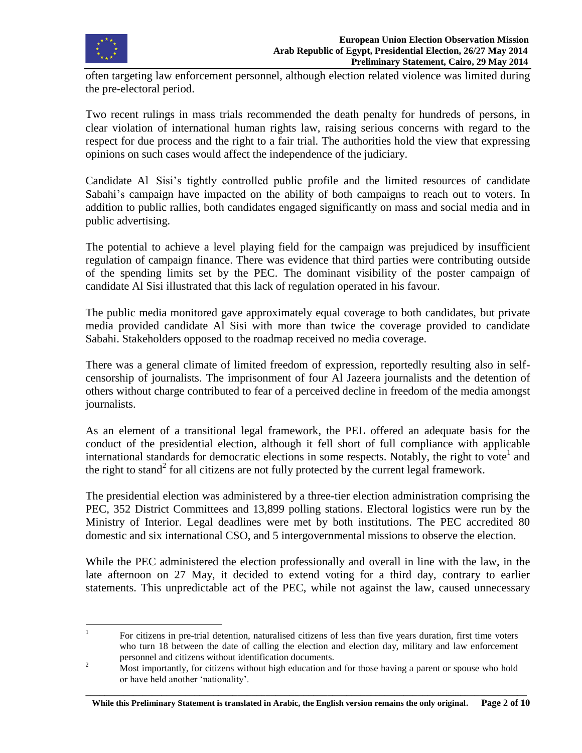often targeting law enforcement personnel, although election related violence was limited during the pre-electoral period.

Two recent rulings in mass trials recommended the death penalty for hundreds of persons, in clear violation of international human rights law, raising serious concerns with regard to the respect for due process and the right to a fair trial. The authorities hold the view that expressing opinions on such cases would affect the independence of the judiciary.

Candidate Al Sisi's tightly controlled public profile and the limited resources of candidate Sabahi's campaign have impacted on the ability of both campaigns to reach out to voters. In addition to public rallies, both candidates engaged significantly on mass and social media and in public advertising.

The potential to achieve a level playing field for the campaign was prejudiced by insufficient regulation of campaign finance. There was evidence that third parties were contributing outside of the spending limits set by the PEC. The dominant visibility of the poster campaign of candidate Al Sisi illustrated that this lack of regulation operated in his favour.

The public media monitored gave approximately equal coverage to both candidates, but private media provided candidate Al Sisi with more than twice the coverage provided to candidate Sabahi. Stakeholders opposed to the roadmap received no media coverage.

There was a general climate of limited freedom of expression, reportedly resulting also in self-censorship of journalists. The imprisonment of four Al Jazeera journalists and the detention of others without charge contributed to fear of a perceived decline in freedom of the media amongst journalists.

As an element of a transitional legal framework, the PEL offered an adequate basis for the conduct of the presidential election, although it fell short of full compliance with applicable international standards for democratic elections in some respects. Notably, the right to vote[1] and the right to stand[2] for all citizens are not fully protected by the current legal framework.

The presidential election was administered by a three-tier election administration comprising the PEC, 352 District Committees and 13,899 polling stations. Electoral logistics were run by the Ministry of Interior. Legal deadlines were met by both institutions. The PEC accredited 80 domestic and six international CSO, and 5 intergovernmental missions to observe the election.

While the PEC administered the election professionally and overall in line with the law, in the late afternoon on 27 May, it decided to extend voting for a third day, contrary to earlier statements. This unpredictable act of the PEC, while not against the law, caused unnecessary

---

[1] For citizens in pre-trial detention, naturalised citizens of less than five years duration, first time voters who turn 18 between the date of calling the election and election day, military and law enforcement personnel and citizens without identification documents.

[2] Most importantly, for citizens without high education and for those having a parent or spouse who hold or have held another 'nationality'.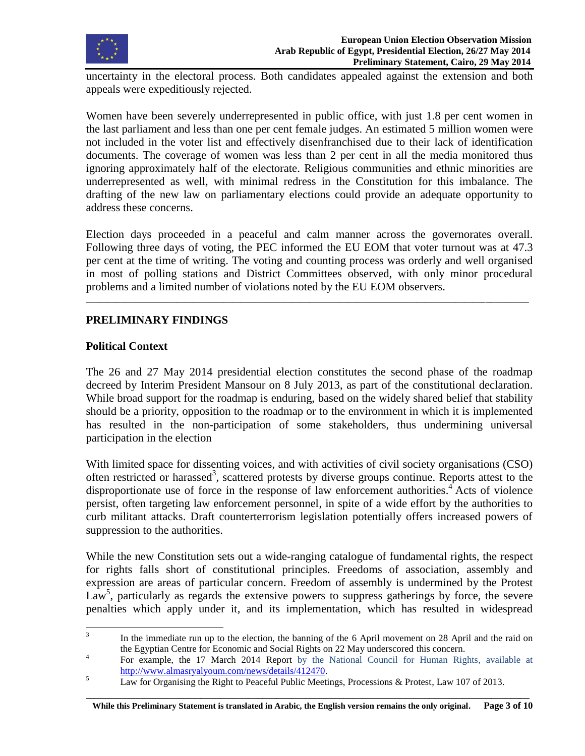uncertainty in the electoral process. Both candidates appealed against the extension and both appeals were expeditiously rejected.

Women have been severely underrepresented in public office, with just 1.8 per cent women in the last parliament and less than one per cent female judges. An estimated 5 million women were not included in the voter list and effectively disenfranchised due to their lack of identification documents. The coverage of women was less than 2 per cent in all the media monitored thus ignoring approximately half of the electorate. Religious communities and ethnic minorities are underrepresented as well, with minimal redress in the Constitution for this imbalance. The drafting of the new law on parliamentary elections could provide an adequate opportunity to address these concerns.

Election days proceeded in a peaceful and calm manner across the governorates overall. Following three days of voting, the PEC informed the EU EOM that voter turnout was at 47.3 per cent at the time of writing. The voting and counting process was orderly and well organised in most of polling stations and District Committees observed, with only minor procedural problems and a limited number of violations noted by the EU EOM observers.

---

## PRELIMINARY FINDINGS

### Political Context

The 26 and 27 May 2014 presidential election constitutes the second phase of the roadmap decreed by Interim President Mansour on 8 July 2013, as part of the constitutional declaration. While broad support for the roadmap is enduring, based on the widely shared belief that stability should be a priority, opposition to the roadmap or to the environment in which it is implemented has resulted in the non-participation of some stakeholders, thus undermining universal participation in the election

With limited space for dissenting voices, and with activities of civil society organisations (CSO) often restricted or harassed[3], scattered protests by diverse groups continue. Reports attest to the disproportionate use of force in the response of law enforcement authorities.[4] Acts of violence persist, often targeting law enforcement personnel, in spite of a wide effort by the authorities to curb militant attacks. Draft counterterrorism legislation potentially offers increased powers of suppression to the authorities.

While the new Constitution sets out a wide-ranging catalogue of fundamental rights, the respect for rights falls short of constitutional principles. Freedoms of association, assembly and expression are areas of particular concern. Freedom of assembly is undermined by the Protest Law[5], particularly as regards the extensive powers to suppress gatherings by force, the severe penalties which apply under it, and its implementation, which has resulted in widespread

---

[3] In the immediate run up to the election, the banning of the 6 April movement on 28 April and the raid on the Egyptian Centre for Economic and Social Rights on 22 May underscored this concern.

[4] For example, the 17 March 2014 Report by the National Council for Human Rights, available at http://www.almasryalyoum.com/news/details/412470.

[5] Law for Organising the Right to Peaceful Public Meetings, Processions & Protest, Law 107 of 2013.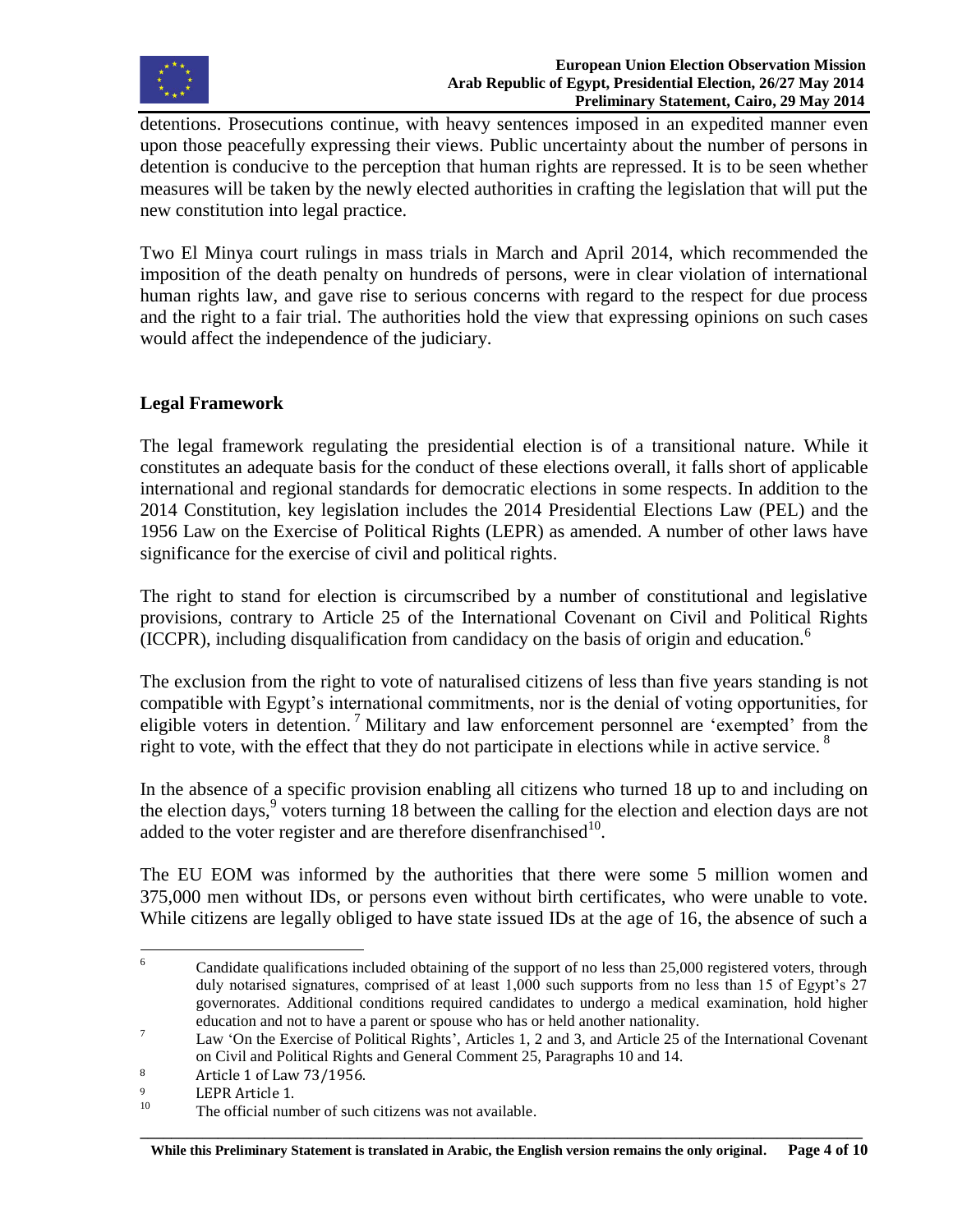detentions. Prosecutions continue, with heavy sentences imposed in an expedited manner even upon those peacefully expressing their views. Public uncertainty about the number of persons in detention is conducive to the perception that human rights are repressed. It is to be seen whether measures will be taken by the newly elected authorities in crafting the legislation that will put the new constitution into legal practice.

Two El Minya court rulings in mass trials in March and April 2014, which recommended the imposition of the death penalty on hundreds of persons, were in clear violation of international human rights law, and gave rise to serious concerns with regard to the respect for due process and the right to a fair trial. The authorities hold the view that expressing opinions on such cases would affect the independence of the judiciary.

## Legal Framework

The legal framework regulating the presidential election is of a transitional nature. While it constitutes an adequate basis for the conduct of these elections overall, it falls short of applicable international and regional standards for democratic elections in some respects. In addition to the 2014 Constitution, key legislation includes the 2014 Presidential Elections Law (PEL) and the 1956 Law on the Exercise of Political Rights (LEPR) as amended. A number of other laws have significance for the exercise of civil and political rights.

The right to stand for election is circumscribed by a number of constitutional and legislative provisions, contrary to Article 25 of the International Covenant on Civil and Political Rights (ICCPR), including disqualification from candidacy on the basis of origin and education.[6]

The exclusion from the right to vote of naturalised citizens of less than five years standing is not compatible with Egypt's international commitments, nor is the denial of voting opportunities, for eligible voters in detention.[7] Military and law enforcement personnel are 'exempted' from the right to vote, with the effect that they do not participate in elections while in active service.[8]

In the absence of a specific provision enabling all citizens who turned 18 up to and including on the election days,[9] voters turning 18 between the calling for the election and election days are not added to the voter register and are therefore disenfranchised[10].

The EU EOM was informed by the authorities that there were some 5 million women and 375,000 men without IDs, or persons even without birth certificates, who were unable to vote. While citizens are legally obliged to have state issued IDs at the age of 16, the absence of such a

---

[6] Candidate qualifications included obtaining of the support of no less than 25,000 registered voters, through duly notarised signatures, comprised of at least 1,000 such supports from no less than 15 of Egypt's 27 governorates. Additional conditions required candidates to undergo a medical examination, hold higher education and not to have a parent or spouse who has or held another nationality.

[7] Law 'On the Exercise of Political Rights', Articles 1, 2 and 3, and Article 25 of the International Covenant on Civil and Political Rights and General Comment 25, Paragraphs 10 and 14.

[8] Article 1 of Law 73/1956.

[9] LEPR Article 1.

[10] The official number of such citizens was not available.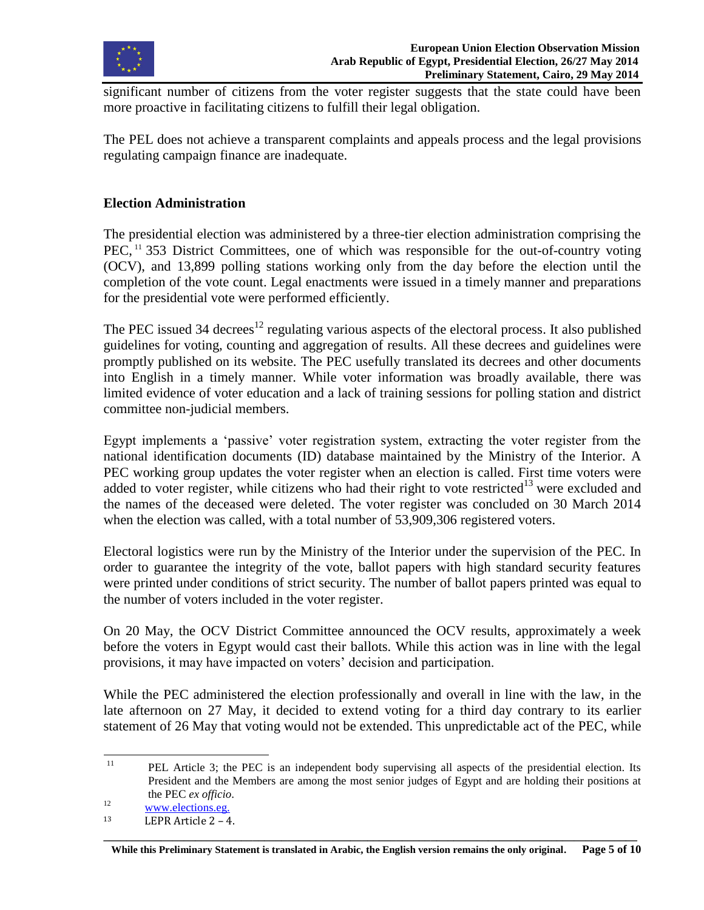significant number of citizens from the voter register suggests that the state could have been more proactive in facilitating citizens to fulfill their legal obligation.

The PEL does not achieve a transparent complaints and appeals process and the legal provisions regulating campaign finance are inadequate.

## Election Administration

The presidential election was administered by a three-tier election administration comprising the PEC,[11] 353 District Committees, one of which was responsible for the out-of-country voting (OCV), and 13,899 polling stations working only from the day before the election until the completion of the vote count. Legal enactments were issued in a timely manner and preparations for the presidential vote were performed efficiently.

The PEC issued 34 decrees[12] regulating various aspects of the electoral process. It also published guidelines for voting, counting and aggregation of results. All these decrees and guidelines were promptly published on its website. The PEC usefully translated its decrees and other documents into English in a timely manner. While voter information was broadly available, there was limited evidence of voter education and a lack of training sessions for polling station and district committee non-judicial members.

Egypt implements a 'passive' voter registration system, extracting the voter register from the national identification documents (ID) database maintained by the Ministry of the Interior. A PEC working group updates the voter register when an election is called. First time voters were added to voter register, while citizens who had their right to vote restricted[13] were excluded and the names of the deceased were deleted. The voter register was concluded on 30 March 2014 when the election was called, with a total number of 53,909,306 registered voters.

Electoral logistics were run by the Ministry of the Interior under the supervision of the PEC. In order to guarantee the integrity of the vote, ballot papers with high standard security features were printed under conditions of strict security. The number of ballot papers printed was equal to the number of voters included in the voter register.

On 20 May, the OCV District Committee announced the OCV results, approximately a week before the voters in Egypt would cast their ballots. While this action was in line with the legal provisions, it may have impacted on voters' decision and participation.

While the PEC administered the election professionally and overall in line with the law, in the late afternoon on 27 May, it decided to extend voting for a third day contrary to its earlier statement of 26 May that voting would not be extended. This unpredictable act of the PEC, while

---

[11] PEL Article 3; the PEC is an independent body supervising all aspects of the presidential election. Its President and the Members are among the most senior judges of Egypt and are holding their positions at the PEC *ex officio*.

[12] www.elections.eg.

[13] LEPR Article 2 – 4.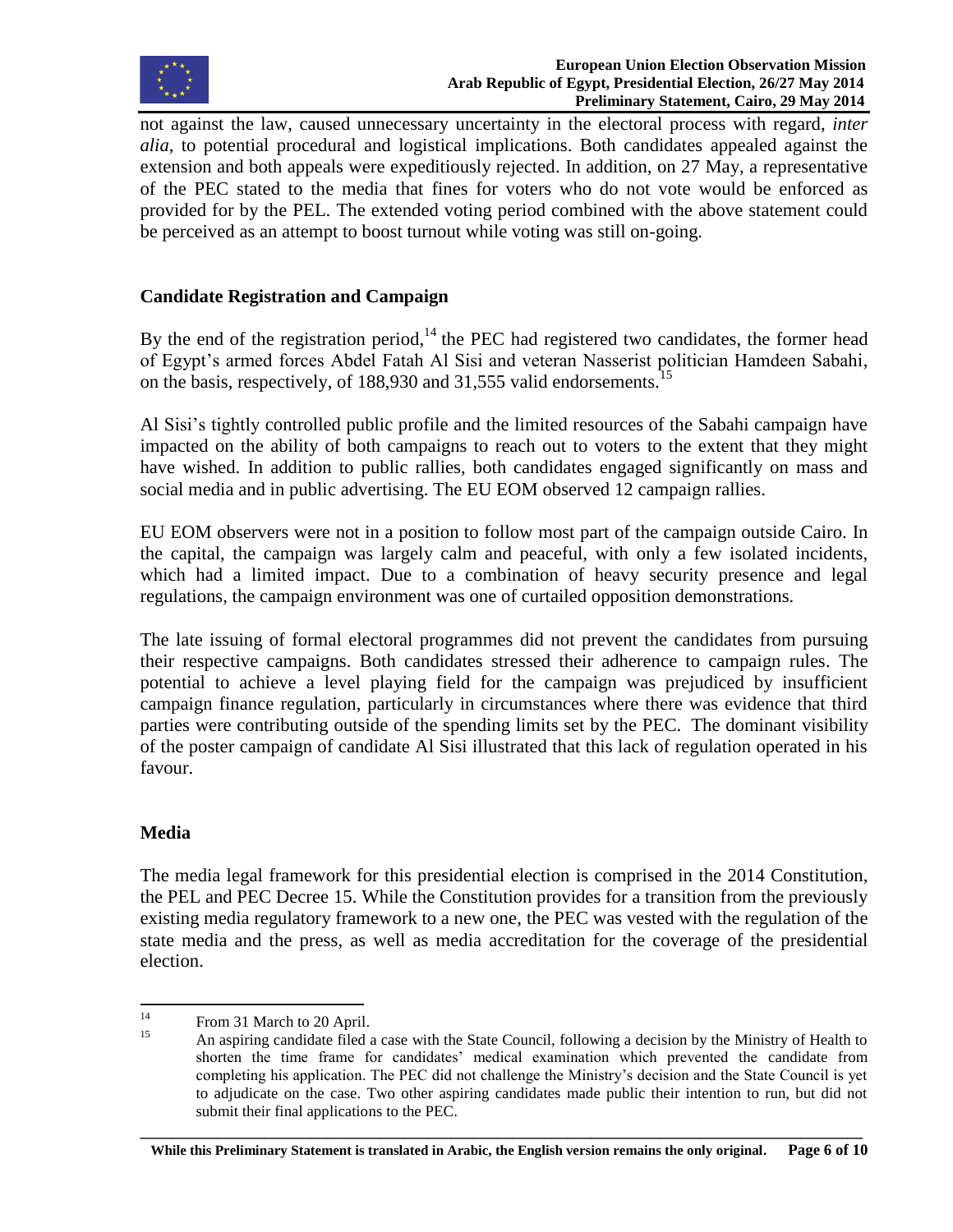not against the law, caused unnecessary uncertainty in the electoral process with regard, *inter alia*, to potential procedural and logistical implications. Both candidates appealed against the extension and both appeals were expeditiously rejected. In addition, on 27 May, a representative of the PEC stated to the media that fines for voters who do not vote would be enforced as provided for by the PEL. The extended voting period combined with the above statement could be perceived as an attempt to boost turnout while voting was still on-going.

## Candidate Registration and Campaign

By the end of the registration period,[14] the PEC had registered two candidates, the former head of Egypt's armed forces Abdel Fatah Al Sisi and veteran Nasserist politician Hamdeen Sabahi, on the basis, respectively, of 188,930 and 31,555 valid endorsements.[15]

Al Sisi's tightly controlled public profile and the limited resources of the Sabahi campaign have impacted on the ability of both campaigns to reach out to voters to the extent that they might have wished. In addition to public rallies, both candidates engaged significantly on mass and social media and in public advertising. The EU EOM observed 12 campaign rallies.

EU EOM observers were not in a position to follow most part of the campaign outside Cairo. In the capital, the campaign was largely calm and peaceful, with only a few isolated incidents, which had a limited impact. Due to a combination of heavy security presence and legal regulations, the campaign environment was one of curtailed opposition demonstrations.

The late issuing of formal electoral programmes did not prevent the candidates from pursuing their respective campaigns. Both candidates stressed their adherence to campaign rules. The potential to achieve a level playing field for the campaign was prejudiced by insufficient campaign finance regulation, particularly in circumstances where there was evidence that third parties were contributing outside of the spending limits set by the PEC. The dominant visibility of the poster campaign of candidate Al Sisi illustrated that this lack of regulation operated in his favour.

## Media

The media legal framework for this presidential election is comprised in the 2014 Constitution, the PEL and PEC Decree 15. While the Constitution provides for a transition from the previously existing media regulatory framework to a new one, the PEC was vested with the regulation of the state media and the press, as well as media accreditation for the coverage of the presidential election.

---

[14] From 31 March to 20 April.

[15] An aspiring candidate filed a case with the State Council, following a decision by the Ministry of Health to shorten the time frame for candidates' medical examination which prevented the candidate from completing his application. The PEC did not challenge the Ministry's decision and the State Council is yet to adjudicate on the case. Two other aspiring candidates made public their intention to run, but did not submit their final applications to the PEC.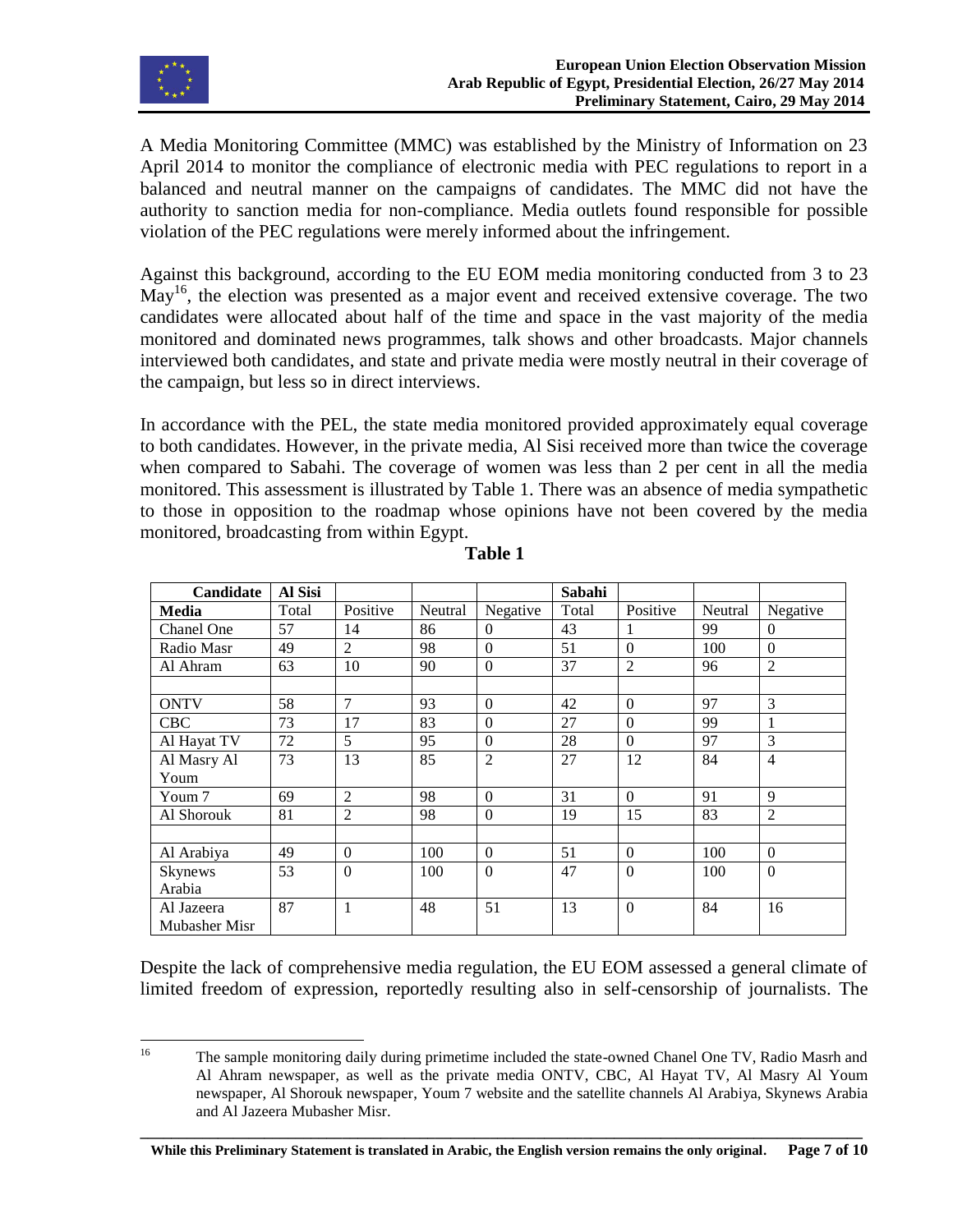A Media Monitoring Committee (MMC) was established by the Ministry of Information on 23 April 2014 to monitor the compliance of electronic media with PEC regulations to report in a balanced and neutral manner on the campaigns of candidates. The MMC did not have the authority to sanction media for non-compliance. Media outlets found responsible for possible violation of the PEC regulations were merely informed about the infringement.

Against this background, according to the EU EOM media monitoring conducted from 3 to 23 May[16], the election was presented as a major event and received extensive coverage. The two candidates were allocated about half of the time and space in the vast majority of the media monitored and dominated news programmes, talk shows and other broadcasts. Major channels interviewed both candidates, and state and private media were mostly neutral in their coverage of the campaign, but less so in direct interviews.

In accordance with the PEL, the state media monitored provided approximately equal coverage to both candidates. However, in the private media, Al Sisi received more than twice the coverage when compared to Sabahi. The coverage of women was less than 2 per cent in all the media monitored. This assessment is illustrated by Table 1. There was an absence of media sympathetic to those in opposition to the roadmap whose opinions have not been covered by the media monitored, broadcasting from within Egypt.

**Table 1**

| **Candidate** | **Al Sisi** | | | | **Sabahi** | | | |
|---|---|---|---|---|---|---|---|---|
| **Media** | Total | Positive | Neutral | Negative | Total | Positive | Neutral | Negative |
| Chanel One | 57 | 14 | 86 | 0 | 43 | 1 | 99 | 0 |
| Radio Masr | 49 | 2 | 98 | 0 | 51 | 0 | 100 | 0 |
| Al Ahram | 63 | 10 | 90 | 0 | 37 | 2 | 96 | 2 |
| | | | | | | | | |
| ONTV | 58 | 7 | 93 | 0 | 42 | 0 | 97 | 3 |
| CBC | 73 | 17 | 83 | 0 | 27 | 0 | 99 | 1 |
| Al Hayat TV | 72 | 5 | 95 | 0 | 28 | 0 | 97 | 3 |
| Al Masry Al Youm | 73 | 13 | 85 | 2 | 27 | 12 | 84 | 4 |
| Youm 7 | 69 | 2 | 98 | 0 | 31 | 0 | 91 | 9 |
| Al Shorouk | 81 | 2 | 98 | 0 | 19 | 15 | 83 | 2 |
| | | | | | | | | |
| Al Arabiya | 49 | 0 | 100 | 0 | 51 | 0 | 100 | 0 |
| Skynews Arabia | 53 | 0 | 100 | 0 | 47 | 0 | 100 | 0 |
| Al Jazeera Mubasher Misr | 87 | 1 | 48 | 51 | 13 | 0 | 84 | 16 |

Despite the lack of comprehensive media regulation, the EU EOM assessed a general climate of limited freedom of expression, reportedly resulting also in self-censorship of journalists. The

[16] The sample monitoring daily during primetime included the state-owned Chanel One TV, Radio Masrh and Al Ahram newspaper, as well as the private media ONTV, CBC, Al Hayat TV, Al Masry Al Youm newspaper, Al Shorouk newspaper, Youm 7 website and the satellite channels Al Arabiya, Skynews Arabia and Al Jazeera Mubasher Misr.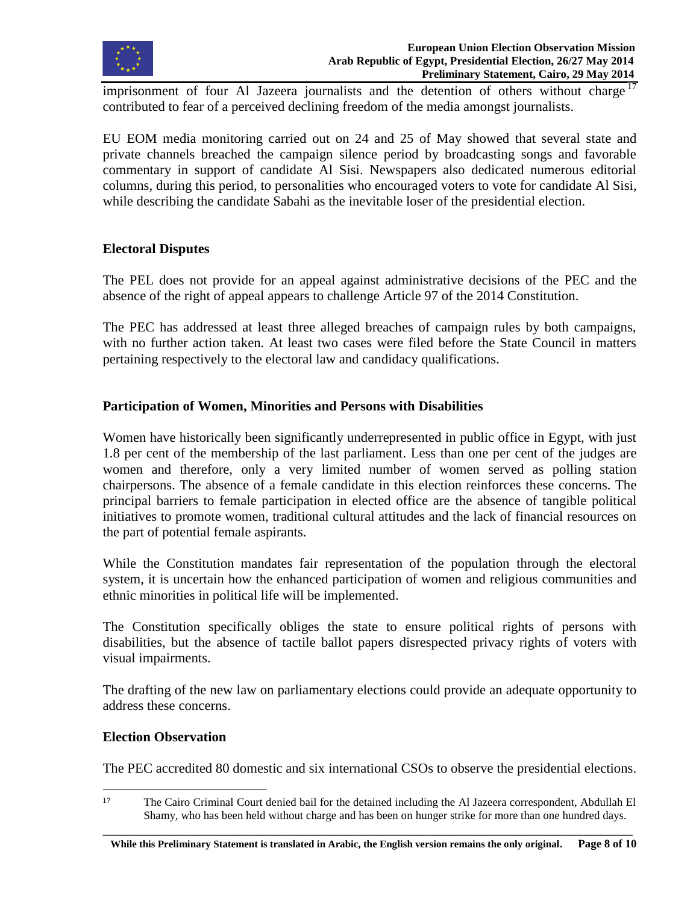imprisonment of four Al Jazeera journalists and the detention of others without charge[17] contributed to fear of a perceived declining freedom of the media amongst journalists.

EU EOM media monitoring carried out on 24 and 25 of May showed that several state and private channels breached the campaign silence period by broadcasting songs and favorable commentary in support of candidate Al Sisi. Newspapers also dedicated numerous editorial columns, during this period, to personalities who encouraged voters to vote for candidate Al Sisi, while describing the candidate Sabahi as the inevitable loser of the presidential election.

## Electoral Disputes

The PEL does not provide for an appeal against administrative decisions of the PEC and the absence of the right of appeal appears to challenge Article 97 of the 2014 Constitution.

The PEC has addressed at least three alleged breaches of campaign rules by both campaigns, with no further action taken. At least two cases were filed before the State Council in matters pertaining respectively to the electoral law and candidacy qualifications.

## Participation of Women, Minorities and Persons with Disabilities

Women have historically been significantly underrepresented in public office in Egypt, with just 1.8 per cent of the membership of the last parliament. Less than one per cent of the judges are women and therefore, only a very limited number of women served as polling station chairpersons. The absence of a female candidate in this election reinforces these concerns. The principal barriers to female participation in elected office are the absence of tangible political initiatives to promote women, traditional cultural attitudes and the lack of financial resources on the part of potential female aspirants.

While the Constitution mandates fair representation of the population through the electoral system, it is uncertain how the enhanced participation of women and religious communities and ethnic minorities in political life will be implemented.

The Constitution specifically obliges the state to ensure political rights of persons with disabilities, but the absence of tactile ballot papers disrespected privacy rights of voters with visual impairments.

The drafting of the new law on parliamentary elections could provide an adequate opportunity to address these concerns.

## Election Observation

The PEC accredited 80 domestic and six international CSOs to observe the presidential elections.

---

[17] The Cairo Criminal Court denied bail for the detained including the Al Jazeera correspondent, Abdullah El Shamy, who has been held without charge and has been on hunger strike for more than one hundred days.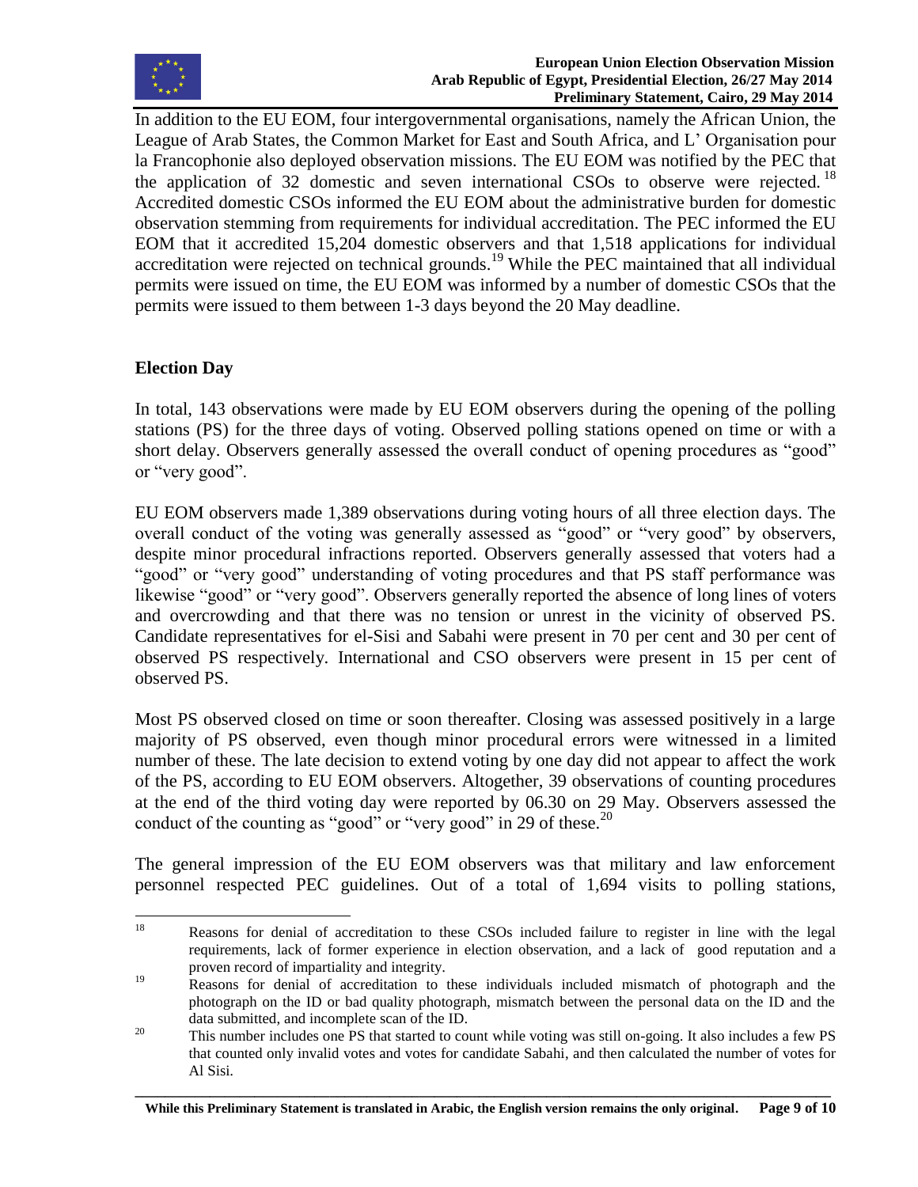In addition to the EU EOM, four intergovernmental organisations, namely the African Union, the League of Arab States, the Common Market for East and South Africa, and L' Organisation pour la Francophonie also deployed observation missions. The EU EOM was notified by the PEC that the application of 32 domestic and seven international CSOs to observe were rejected.[18] Accredited domestic CSOs informed the EU EOM about the administrative burden for domestic observation stemming from requirements for individual accreditation. The PEC informed the EU EOM that it accredited 15,204 domestic observers and that 1,518 applications for individual accreditation were rejected on technical grounds.[19] While the PEC maintained that all individual permits were issued on time, the EU EOM was informed by a number of domestic CSOs that the permits were issued to them between 1-3 days beyond the 20 May deadline.

### Election Day

In total, 143 observations were made by EU EOM observers during the opening of the polling stations (PS) for the three days of voting. Observed polling stations opened on time or with a short delay. Observers generally assessed the overall conduct of opening procedures as "good" or "very good".

EU EOM observers made 1,389 observations during voting hours of all three election days. The overall conduct of the voting was generally assessed as "good" or "very good" by observers, despite minor procedural infractions reported. Observers generally assessed that voters had a "good" or "very good" understanding of voting procedures and that PS staff performance was likewise "good" or "very good". Observers generally reported the absence of long lines of voters and overcrowding and that there was no tension or unrest in the vicinity of observed PS. Candidate representatives for el-Sisi and Sabahi were present in 70 per cent and 30 per cent of observed PS respectively. International and CSO observers were present in 15 per cent of observed PS.

Most PS observed closed on time or soon thereafter. Closing was assessed positively in a large majority of PS observed, even though minor procedural errors were witnessed in a limited number of these. The late decision to extend voting by one day did not appear to affect the work of the PS, according to EU EOM observers. Altogether, 39 observations of counting procedures at the end of the third voting day were reported by 06.30 on 29 May. Observers assessed the conduct of the counting as "good" or "very good" in 29 of these.[20]

The general impression of the EU EOM observers was that military and law enforcement personnel respected PEC guidelines. Out of a total of 1,694 visits to polling stations,

---

[18] Reasons for denial of accreditation to these CSOs included failure to register in line with the legal requirements, lack of former experience in election observation, and a lack of good reputation and a proven record of impartiality and integrity.

[19] Reasons for denial of accreditation to these individuals included mismatch of photograph and the photograph on the ID or bad quality photograph, mismatch between the personal data on the ID and the data submitted, and incomplete scan of the ID.

[20] This number includes one PS that started to count while voting was still on-going. It also includes a few PS that counted only invalid votes and votes for candidate Sabahi, and then calculated the number of votes for Al Sisi.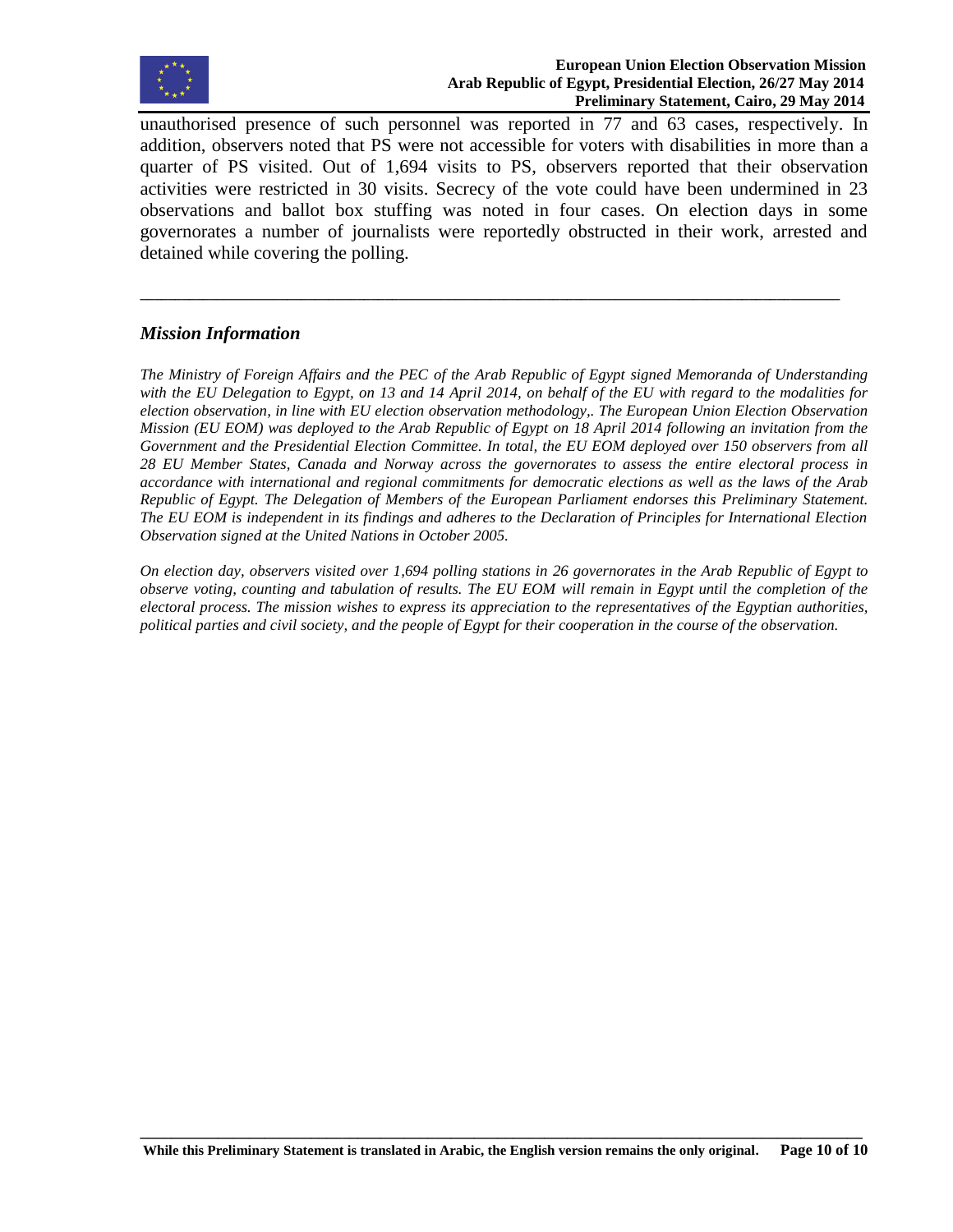unauthorised presence of such personnel was reported in 77 and 63 cases, respectively. In addition, observers noted that PS were not accessible for voters with disabilities in more than a quarter of PS visited. Out of 1,694 visits to PS, observers reported that their observation activities were restricted in 30 visits. Secrecy of the vote could have been undermined in 23 observations and ballot box stuffing was noted in four cases. On election days in some governorates a number of journalists were reportedly obstructed in their work, arrested and detained while covering the polling.

---

## *Mission Information*

*The Ministry of Foreign Affairs and the PEC of the Arab Republic of Egypt signed Memoranda of Understanding with the EU Delegation to Egypt, on 13 and 14 April 2014, on behalf of the EU with regard to the modalities for election observation, in line with EU election observation methodology,. The European Union Election Observation Mission (EU EOM) was deployed to the Arab Republic of Egypt on 18 April 2014 following an invitation from the Government and the Presidential Election Committee. In total, the EU EOM deployed over 150 observers from all 28 EU Member States, Canada and Norway across the governorates to assess the entire electoral process in accordance with international and regional commitments for democratic elections as well as the laws of the Arab Republic of Egypt. The Delegation of Members of the European Parliament endorses this Preliminary Statement. The EU EOM is independent in its findings and adheres to the Declaration of Principles for International Election Observation signed at the United Nations in October 2005.*

*On election day, observers visited over 1,694 polling stations in 26 governorates in the Arab Republic of Egypt to observe voting, counting and tabulation of results. The EU EOM will remain in Egypt until the completion of the electoral process. The mission wishes to express its appreciation to the representatives of the Egyptian authorities, political parties and civil society, and the people of Egypt for their cooperation in the course of the observation.*

**While this Preliminary Statement is translated in Arabic, the English version remains the only original.**